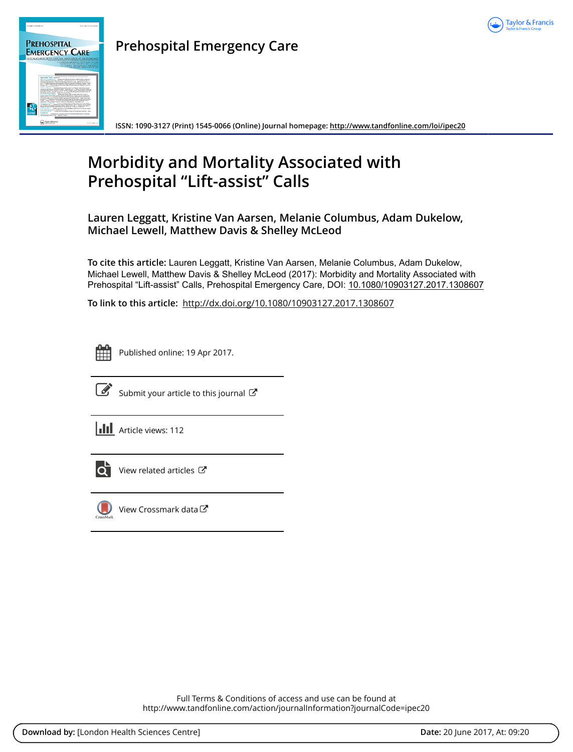**Prehospital Emergency Care**

ISSN: 1090-3127 (Print) 1545-0066 (Online) Journal homepage: http://www.tandfonline.com/loi/ipec20

# Morbidity and Mortality Associated with Prehospital "Lift-assist" Calls

**Lauren Leggatt, Kristine Van Aarsen, Melanie Columbus, Adam Dukelow, Michael Lewell, Matthew Davis & Shelley McLeod**

**To cite this article:** Lauren Leggatt, Kristine Van Aarsen, Melanie Columbus, Adam Dukelow, Michael Lewell, Matthew Davis & Shelley McLeod (2017): Morbidity and Mortality Associated with Prehospital "Lift-assist" Calls, Prehospital Emergency Care, DOI: 10.1080/10903127.2017.1308607

**To link to this article:** http://dx.doi.org/10.1080/10903127.2017.1308607

Published online: 19 Apr 2017.

Submit your article to this journal

Article views: 112

View related articles

View Crossmark data

Full Terms & Conditions of access and use can be found at
http://www.tandfonline.com/action/journalInformation?journalCode=ipec20

**Download by:** [London Health Sciences Centre] **Date:** 20 June 2017, At: 09:20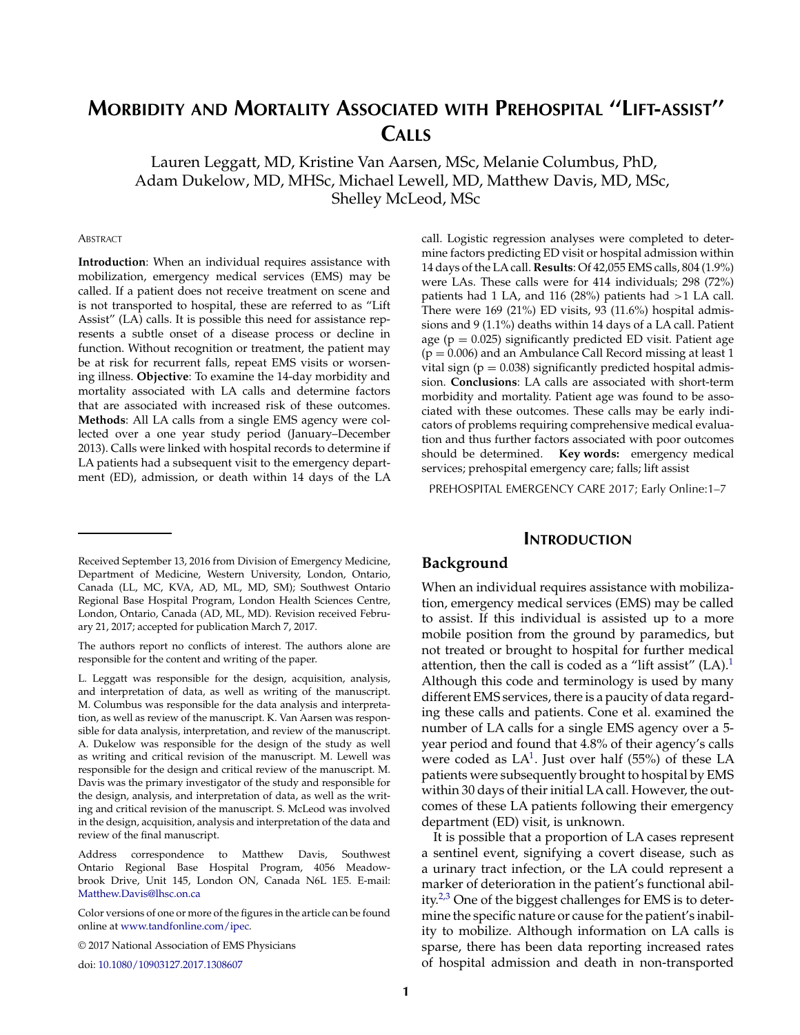# MORBIDITY AND MORTALITY ASSOCIATED WITH PREHOSPITAL "LIFT-ASSIST" CALLS

Lauren Leggatt, MD, Kristine Van Aarsen, MSc, Melanie Columbus, PhD, Adam Dukelow, MD, MHSc, Michael Lewell, MD, Matthew Davis, MD, MSc, Shelley McLeod, MSc

ABSTRACT

**Introduction**: When an individual requires assistance with mobilization, emergency medical services (EMS) may be called. If a patient does not receive treatment on scene and is not transported to hospital, these are referred to as "Lift Assist" (LA) calls. It is possible this need for assistance represents a subtle onset of a disease process or decline in function. Without recognition or treatment, the patient may be at risk for recurrent falls, repeat EMS visits or worsening illness. **Objective**: To examine the 14-day morbidity and mortality associated with LA calls and determine factors that are associated with increased risk of these outcomes. **Methods**: All LA calls from a single EMS agency were collected over a one year study period (January–December 2013). Calls were linked with hospital records to determine if LA patients had a subsequent visit to the emergency department (ED), admission, or death within 14 days of the LA call. Logistic regression analyses were completed to determine factors predicting ED visit or hospital admission within 14 days of the LA call. **Results**: Of 42,055 EMS calls, 804 (1.9%) were LAs. These calls were for 414 individuals; 298 (72%) patients had 1 LA, and 116 (28%) patients had >1 LA call. There were 169 (21%) ED visits, 93 (11.6%) hospital admissions and 9 (1.1%) deaths within 14 days of a LA call. Patient age ($p = 0.025$) significantly predicted ED visit. Patient age ($p = 0.006$) and an Ambulance Call Record missing at least 1 vital sign ($p = 0.038$) significantly predicted hospital admission. **Conclusions**: LA calls are associated with short-term morbidity and mortality. Patient age was found to be associated with these outcomes. These calls may be early indicators of problems requiring comprehensive medical evaluation and thus further factors associated with poor outcomes should be determined. **Key words:** emergency medical services; prehospital emergency care; falls; lift assist

PREHOSPITAL EMERGENCY CARE 2017; Early Online:1–7

Received September 13, 2016 from Division of Emergency Medicine, Department of Medicine, Western University, London, Ontario, Canada (LL, MC, KVA, AD, ML, MD, SM); Southwest Ontario Regional Base Hospital Program, London Health Sciences Centre, London, Ontario, Canada (AD, ML, MD). Revision received February 21, 2017; accepted for publication March 7, 2017.

The authors report no conflicts of interest. The authors alone are responsible for the content and writing of the paper.

L. Leggatt was responsible for the design, acquisition, analysis, and interpretation of data, as well as writing of the manuscript. M. Columbus was responsible for the data analysis and interpretation, as well as review of the manuscript. K. Van Aarsen was responsible for data analysis, interpretation, and review of the manuscript. A. Dukelow was responsible for the design of the study as well as writing and critical revision of the manuscript. M. Lewell was responsible for the design and critical review of the manuscript. M. Davis was the primary investigator of the study and responsible for the design, analysis, and interpretation of data, as well as the writing and critical revision of the manuscript. S. McLeod was involved in the design, acquisition, analysis and interpretation of the data and review of the final manuscript.

Address correspondence to Matthew Davis, Southwest Ontario Regional Base Hospital Program, 4056 Meadowbrook Drive, Unit 145, London ON, Canada N6L 1E5. E-mail: Matthew.Davis@lhsc.on.ca

Color versions of one or more of the figures in the article can be found online at www.tandfonline.com/ipec.

© 2017 National Association of EMS Physicians

doi: 10.1080/10903127.2017.1308607

## INTRODUCTION

### Background

When an individual requires assistance with mobilization, emergency medical services (EMS) may be called to assist. If this individual is assisted up to a more mobile position from the ground by paramedics, but not treated or brought to hospital for further medical attention, then the call is coded as a "lift assist" (LA).[1] Although this code and terminology is used by many different EMS services, there is a paucity of data regarding these calls and patients. Cone et al. examined the number of LA calls for a single EMS agency over a 5-year period and found that 4.8% of their agency's calls were coded as LA[1]. Just over half (55%) of these LA patients were subsequently brought to hospital by EMS within 30 days of their initial LA call. However, the outcomes of these LA patients following their emergency department (ED) visit, is unknown.

It is possible that a proportion of LA cases represent a sentinel event, signifying a covert disease, such as a urinary tract infection, or the LA could represent a marker of deterioration in the patient's functional ability.[2,3] One of the biggest challenges for EMS is to determine the specific nature or cause for the patient's inability to mobilize. Although information on LA calls is sparse, there has been data reporting increased rates of hospital admission and death in non-transported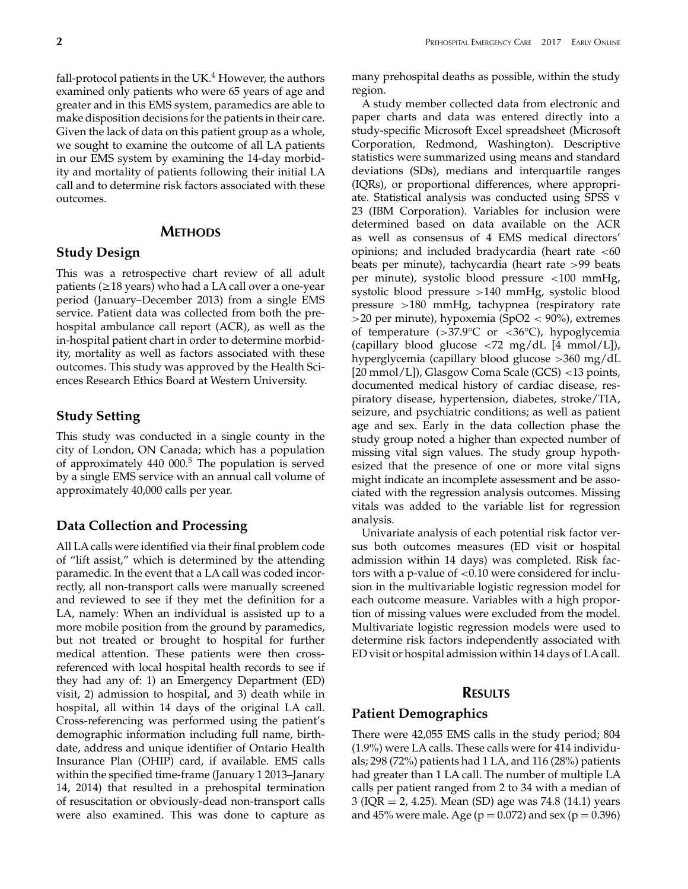fall-protocol patients in the UK.[4] However, the authors examined only patients who were 65 years of age and greater and in this EMS system, paramedics are able to make disposition decisions for the patients in their care. Given the lack of data on this patient group as a whole, we sought to examine the outcome of all LA patients in our EMS system by examining the 14-day morbidity and mortality of patients following their initial LA call and to determine risk factors associated with these outcomes.

## METHODS

### Study Design

This was a retrospective chart review of all adult patients (≥18 years) who had a LA call over a one-year period (January–December 2013) from a single EMS service. Patient data was collected from both the prehospital ambulance call report (ACR), as well as the in-hospital patient chart in order to determine morbidity, mortality as well as factors associated with these outcomes. This study was approved by the Health Sciences Research Ethics Board at Western University.

### Study Setting

This study was conducted in a single county in the city of London, ON Canada; which has a population of approximately 440 000.[5] The population is served by a single EMS service with an annual call volume of approximately 40,000 calls per year.

### Data Collection and Processing

All LA calls were identified via their final problem code of "lift assist," which is determined by the attending paramedic. In the event that a LA call was coded incorrectly, all non-transport calls were manually screened and reviewed to see if they met the definition for a LA, namely: When an individual is assisted up to a more mobile position from the ground by paramedics, but not treated or brought to hospital for further medical attention. These patients were then cross-referenced with local hospital health records to see if they had any of: 1) an Emergency Department (ED) visit, 2) admission to hospital, and 3) death while in hospital, all within 14 days of the original LA call. Cross-referencing was performed using the patient's demographic information including full name, birthdate, address and unique identifier of Ontario Health Insurance Plan (OHIP) card, if available. EMS calls within the specified time-frame (January 1 2013–Janary 14, 2014) that resulted in a prehospital termination of resuscitation or obviously-dead non-transport calls were also examined. This was done to capture as many prehospital deaths as possible, within the study region.

A study member collected data from electronic and paper charts and data was entered directly into a study-specific Microsoft Excel spreadsheet (Microsoft Corporation, Redmond, Washington). Descriptive statistics were summarized using means and standard deviations (SDs), medians and interquartile ranges (IQRs), or proportional differences, where appropriate. Statistical analysis was conducted using SPSS v 23 (IBM Corporation). Variables for inclusion were determined based on data available on the ACR as well as consensus of 4 EMS medical directors' opinions; and included bradycardia (heart rate <60 beats per minute), tachycardia (heart rate >99 beats per minute), systolic blood pressure <100 mmHg, systolic blood pressure >140 mmHg, systolic blood pressure >180 mmHg, tachypnea (respiratory rate >20 per minute), hypoxemia ($SpO_2$ < 90%), extremes of temperature (>37.9°C or <36°C), hypoglycemia (capillary blood glucose <72 mg/dL [4 mmol/L]), hyperglycemia (capillary blood glucose >360 mg/dL [20 mmol/L]), Glasgow Coma Scale (GCS) <13 points, documented medical history of cardiac disease, respiratory disease, hypertension, diabetes, stroke/TIA, seizure, and psychiatric conditions; as well as patient age and sex. Early in the data collection phase the study group noted a higher than expected number of missing vital sign values. The study group hypothesized that the presence of one or more vital signs might indicate an incomplete assessment and be associated with the regression analysis outcomes. Missing vitals was added to the variable list for regression analysis.

Univariate analysis of each potential risk factor versus both outcomes measures (ED visit or hospital admission within 14 days) was completed. Risk factors with a p-value of <0.10 were considered for inclusion in the multivariable logistic regression model for each outcome measure. Variables with a high proportion of missing values were excluded from the model. Multivariate logistic regression models were used to determine risk factors independently associated with ED visit or hospital admission within 14 days of LA call.

## RESULTS

### Patient Demographics

There were 42,055 EMS calls in the study period; 804 (1.9%) were LA calls. These calls were for 414 individuals; 298 (72%) patients had 1 LA, and 116 (28%) patients had greater than 1 LA call. The number of multiple LA calls per patient ranged from 2 to 34 with a median of 3 (IQR = 2, 4.25). Mean (SD) age was 74.8 (14.1) years and 45% were male. Age ($p = 0.072$) and sex ($p = 0.396$)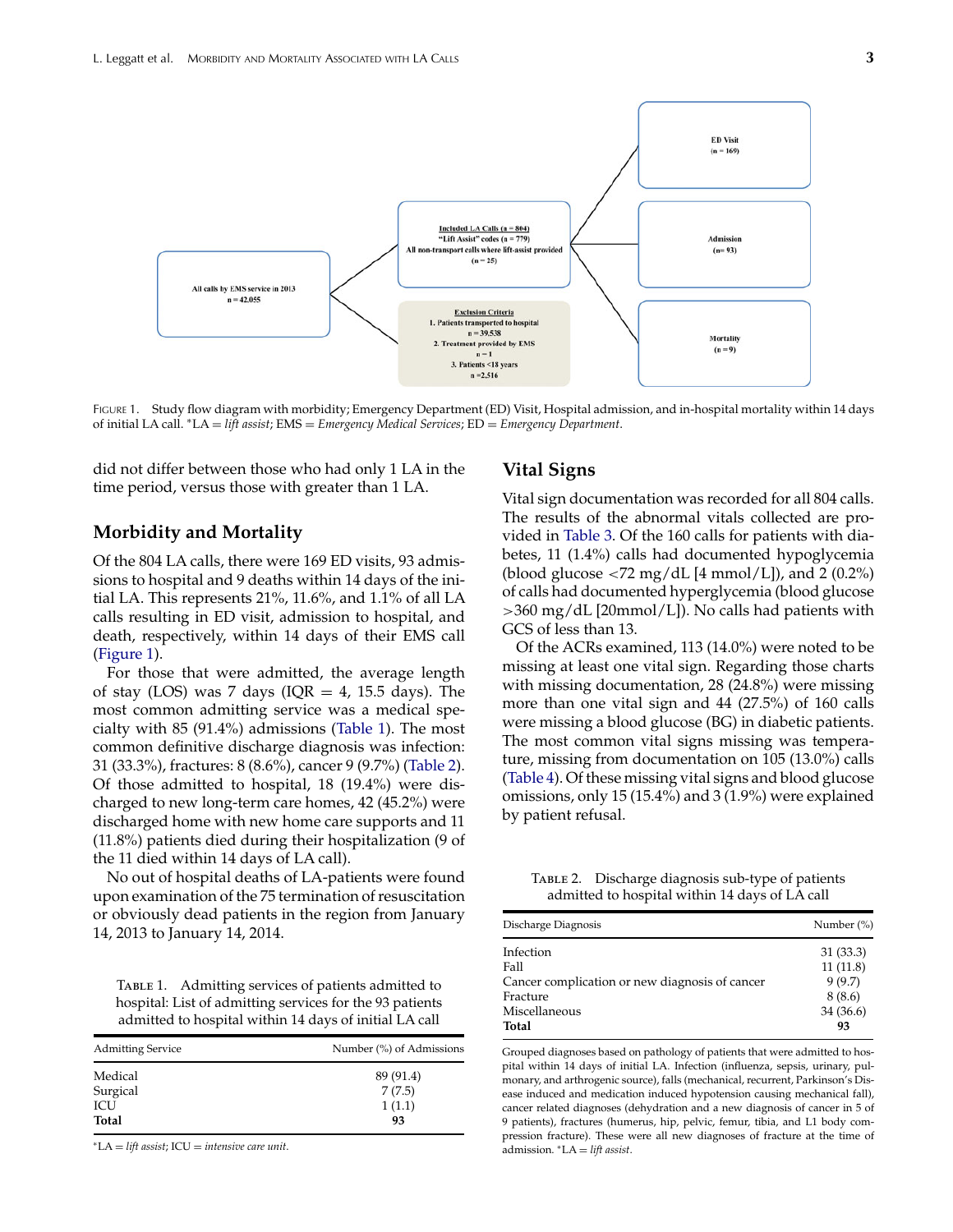All calls by EMS service in 2013
n = 42,055

Included LA Calls (n = 804)
"Lift Assist" codes (n = 779)
All non-transport calls where lift-assist provided
(n = 25)

Exclusion Criteria
1. Patients transported to hospital
n = 39,538
2. Treatment provided by EMS
n = 1
3. Patients <18 years
n = 2,516

ED Visit
(n = 169)

Admission
(n = 93)

Mortality
(n = 9)

FIGURE 1. Study flow diagram with morbidity; Emergency Department (ED) Visit, Hospital admission, and in-hospital mortality within 14 days of initial LA call. *LA = *lift assist*; EMS = *Emergency Medical Services*; ED = *Emergency Department*.

did not differ between those who had only 1 LA in the time period, versus those with greater than 1 LA.

## Morbidity and Mortality

Of the 804 LA calls, there were 169 ED visits, 93 admissions to hospital and 9 deaths within 14 days of the initial LA. This represents 21%, 11.6%, and 1.1% of all LA calls resulting in ED visit, admission to hospital, and death, respectively, within 14 days of their EMS call (Figure 1).

For those that were admitted, the average length of stay (LOS) was 7 days (IQR = 4, 15.5 days). The most common admitting service was a medical specialty with 85 (91.4%) admissions (Table 1). The most common definitive discharge diagnosis was infection: 31 (33.3%), fractures: 8 (8.6%), cancer 9 (9.7%) (Table 2). Of those admitted to hospital, 18 (19.4%) were discharged to new long-term care homes, 42 (45.2%) were discharged home with new home care supports and 11 (11.8%) patients died during their hospitalization (9 of the 11 died within 14 days of LA call).

No out of hospital deaths of LA-patients were found upon examination of the 75 termination of resuscitation or obviously dead patients in the region from January 14, 2013 to January 14, 2014.

TABLE 1. Admitting services of patients admitted to hospital: List of admitting services for the 93 patients admitted to hospital within 14 days of initial LA call

| Admitting Service | Number (%) of Admissions |
|---|---|
| Medical | 89 (91.4) |
| Surgical | 7 (7.5) |
| ICU | 1 (1.1) |
| **Total** | **93** |

*LA = *lift assist*; ICU = *intensive care unit*.

## Vital Signs

Vital sign documentation was recorded for all 804 calls. The results of the abnormal vitals collected are provided in Table 3. Of the 160 calls for patients with diabetes, 11 (1.4%) calls had documented hypoglycemia (blood glucose <72 mg/dL [4 mmol/L]), and 2 (0.2%) of calls had documented hyperglycemia (blood glucose >360 mg/dL [20mmol/L]). No calls had patients with GCS of less than 13.

Of the ACRs examined, 113 (14.0%) were noted to be missing at least one vital sign. Regarding those charts with missing documentation, 28 (24.8%) were missing more than one vital sign and 44 (27.5%) of 160 calls were missing a blood glucose (BG) in diabetic patients. The most common vital signs missing was temperature, missing from documentation on 105 (13.0%) calls (Table 4). Of these missing vital signs and blood glucose omissions, only 15 (15.4%) and 3 (1.9%) were explained by patient refusal.

TABLE 2. Discharge diagnosis sub-type of patients admitted to hospital within 14 days of LA call

| Discharge Diagnosis | Number (%) |
|---|---|
| Infection | 31 (33.3) |
| Fall | 11 (11.8) |
| Cancer complication or new diagnosis of cancer | 9 (9.7) |
| Fracture | 8 (8.6) |
| Miscellaneous | 34 (36.6) |
| **Total** | **93** |

Grouped diagnoses based on pathology of patients that were admitted to hospital within 14 days of initial LA. Infection (influenza, sepsis, urinary, pulmonary, and arthrogenic source), falls (mechanical, recurrent, Parkinson's Disease induced and medication induced hypotension causing mechanical fall), cancer related diagnoses (dehydration and a new diagnosis of cancer in 5 of 9 patients), fractures (humerus, hip, pelvic, femur, tibia, and L1 body compression fracture). These were all new diagnoses of fracture at the time of admission. *LA = *lift assist*.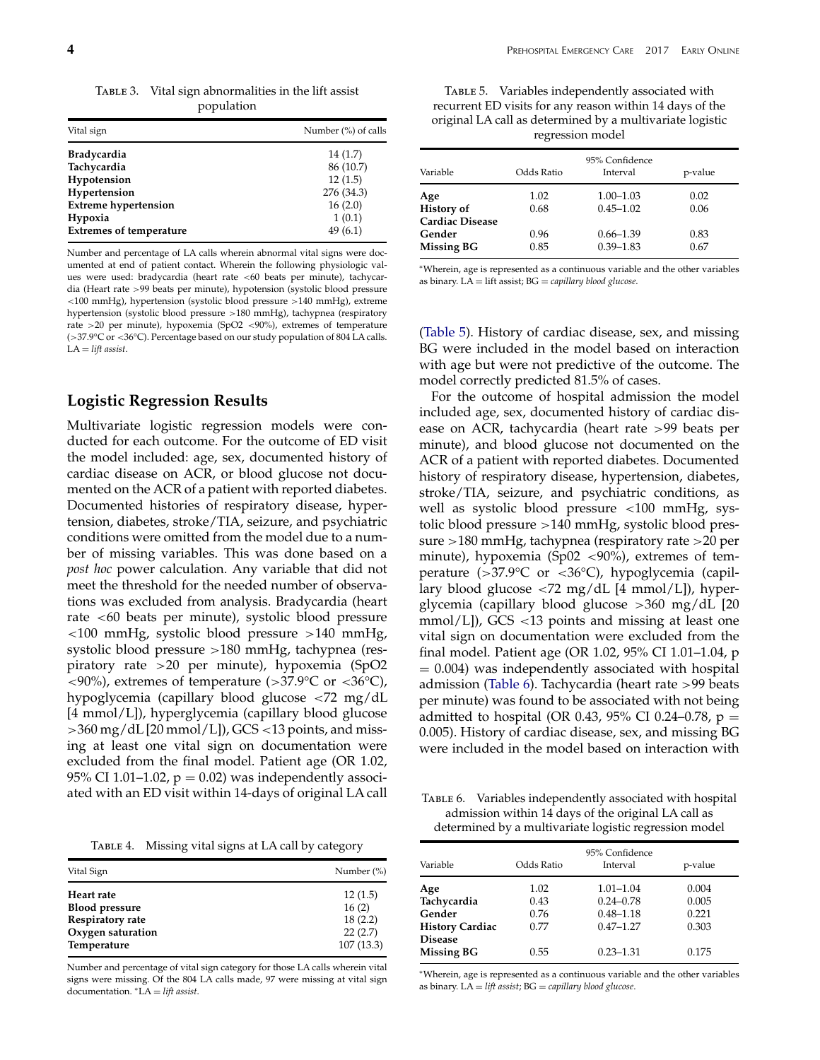Table 3. Vital sign abnormalities in the lift assist population

| Vital sign | Number (%) of calls |
|---|---|
| **Bradycardia** | 14 (1.7) |
| **Tachycardia** | 86 (10.7) |
| **Hypotension** | 12 (1.5) |
| **Hypertension** | 276 (34.3) |
| **Extreme hypertension** | 16 (2.0) |
| **Hypoxia** | 1 (0.1) |
| **Extremes of temperature** | 49 (6.1) |

Number and percentage of LA calls wherein abnormal vital signs were documented at end of patient contact. Wherein the following physiologic values were used: bradycardia (heart rate <60 beats per minute), tachycardia (Heart rate >99 beats per minute), hypotension (systolic blood pressure <100 mmHg), hypertension (systolic blood pressure >140 mmHg), extreme hypertension (systolic blood pressure >180 mmHg), tachypnea (respiratory rate >20 per minute), hypoxemia (SpO2 <90%), extremes of temperature (>37.9°C or <36°C). Percentage based on our study population of 804 LA calls. LA = *lift assist*.

## Logistic Regression Results

Multivariate logistic regression models were conducted for each outcome. For the outcome of ED visit the model included: age, sex, documented history of cardiac disease on ACR, or blood glucose not documented on the ACR of a patient with reported diabetes. Documented histories of respiratory disease, hypertension, diabetes, stroke/TIA, seizure, and psychiatric conditions were omitted from the model due to a number of missing variables. This was done based on a *post hoc* power calculation. Any variable that did not meet the threshold for the needed number of observations was excluded from analysis. Bradycardia (heart rate <60 beats per minute), systolic blood pressure <100 mmHg, systolic blood pressure >140 mmHg, systolic blood pressure >180 mmHg, tachypnea (respiratory rate >20 per minute), hypoxemia (SpO2 <90%), extremes of temperature (>37.9°C or <36°C), hypoglycemia (capillary blood glucose <72 mg/dL [4 mmol/L]), hyperglycemia (capillary blood glucose >360 mg/dL [20 mmol/L]), GCS <13 points, and missing at least one vital sign on documentation were excluded from the final model. Patient age (OR 1.02, 95% CI 1.01–1.02, p = 0.02) was independently associated with an ED visit within 14-days of original LA call (Table 5). History of cardiac disease, sex, and missing BG were included in the model based on interaction with age but were not predictive of the outcome. The model correctly predicted 81.5% of cases.

Table 4. Missing vital signs at LA call by category

| Vital Sign | Number (%) |
|---|---|
| **Heart rate** | 12 (1.5) |
| **Blood pressure** | 16 (2) |
| **Respiratory rate** | 18 (2.2) |
| **Oxygen saturation** | 22 (2.7) |
| **Temperature** | 107 (13.3) |

Number and percentage of vital sign category for those LA calls wherein vital signs were missing. Of the 804 LA calls made, 97 were missing at vital sign documentation. *LA = *lift assist*.

Table 5. Variables independently associated with recurrent ED visits for any reason within 14 days of the original LA call as determined by a multivariate logistic regression model

| Variable | Odds Ratio | 95% Confidence Interval | p-value |
|---|---|---|---|
| **Age** | 1.02 | 1.00–1.03 | 0.02 |
| **History of Cardiac Disease** | 0.68 | 0.45–1.02 | 0.06 |
| **Gender** | 0.96 | 0.66–1.39 | 0.83 |
| **Missing BG** | 0.85 | 0.39–1.83 | 0.67 |

*Wherein, age is represented as a continuous variable and the other variables as binary. LA = lift assist; BG = *capillary blood glucose*.

For the outcome of hospital admission the model included age, sex, documented history of cardiac disease on ACR, tachycardia (heart rate >99 beats per minute), and blood glucose not documented on the ACR of a patient with reported diabetes. Documented history of respiratory disease, hypertension, diabetes, stroke/TIA, seizure, and psychiatric conditions, as well as systolic blood pressure <100 mmHg, systolic blood pressure >140 mmHg, systolic blood pressure >180 mmHg, tachypnea (respiratory rate >20 per minute), hypoxemia (Sp02 <90%), extremes of temperature (>37.9°C or <36°C), hypoglycemia (capillary blood glucose <72 mg/dL [4 mmol/L]), hyperglycemia (capillary blood glucose >360 mg/dL [20 mmol/L]), GCS <13 points and missing at least one vital sign on documentation were excluded from the final model. Patient age (OR 1.02, 95% CI 1.01–1.04, p = 0.004) was independently associated with hospital admission (Table 6). Tachycardia (heart rate >99 beats per minute) was found to be associated with not being admitted to hospital (OR 0.43, 95% CI 0.24–0.78, p = 0.005). History of cardiac disease, sex, and missing BG were included in the model based on interaction with

Table 6. Variables independently associated with hospital admission within 14 days of the original LA call as determined by a multivariate logistic regression model

| Variable | Odds Ratio | 95% Confidence Interval | p-value |
|---|---|---|---|
| **Age** | 1.02 | 1.01–1.04 | 0.004 |
| **Tachycardia** | 0.43 | 0.24–0.78 | 0.005 |
| **Gender** | 0.76 | 0.48–1.18 | 0.221 |
| **History Cardiac Disease** | 0.77 | 0.47–1.27 | 0.303 |
| **Missing BG** | 0.55 | 0.23–1.31 | 0.175 |

*Wherein, age is represented as a continuous variable and the other variables as binary. LA = *lift assist*; BG = *capillary blood glucose*.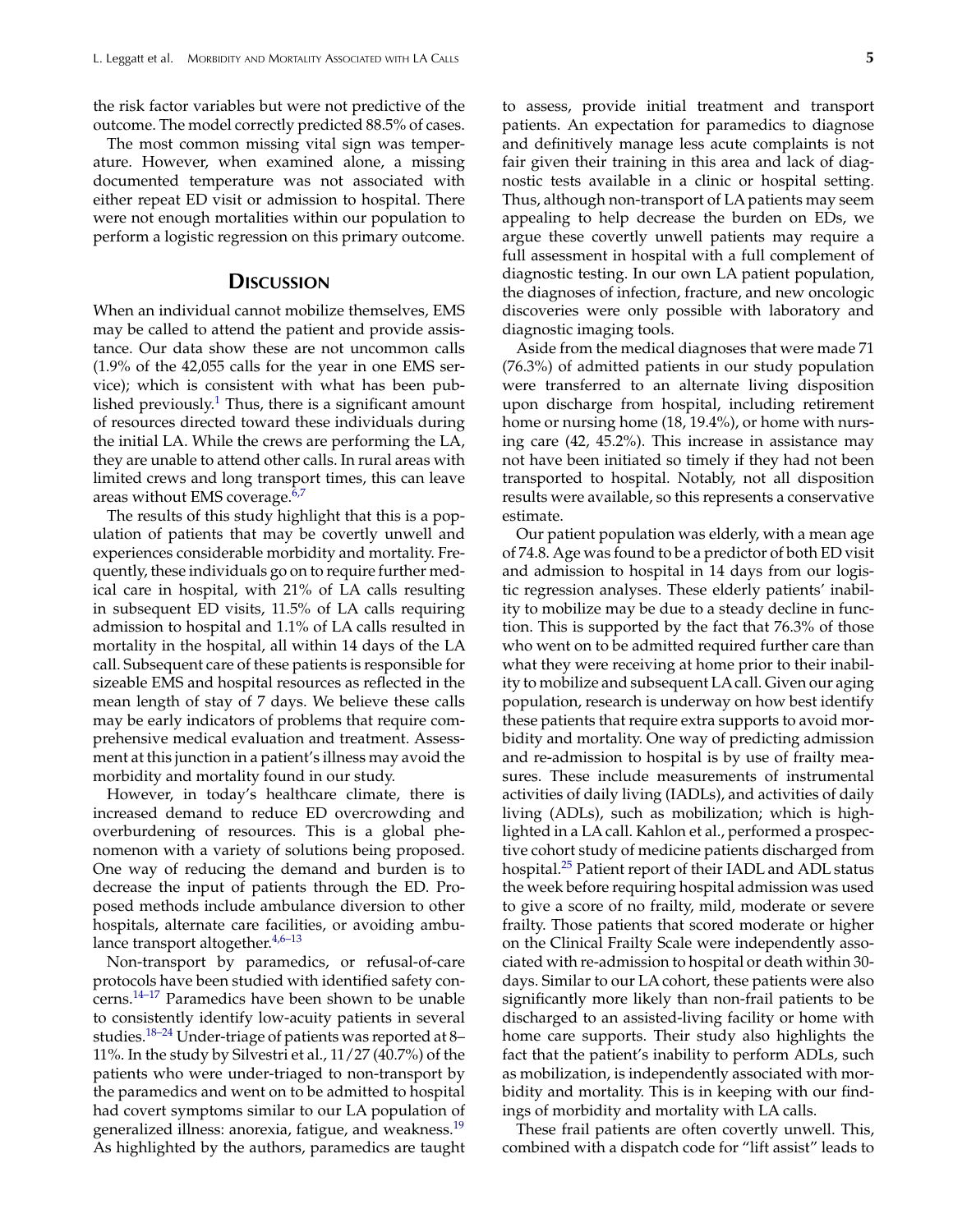the risk factor variables but were not predictive of the outcome. The model correctly predicted 88.5% of cases.

The most common missing vital sign was temperature. However, when examined alone, a missing documented temperature was not associated with either repeat ED visit or admission to hospital. There were not enough mortalities within our population to perform a logistic regression on this primary outcome.

## Discussion

When an individual cannot mobilize themselves, EMS may be called to attend the patient and provide assistance. Our data show these are not uncommon calls (1.9% of the 42,055 calls for the year in one EMS service); which is consistent with what has been published previously.[1] Thus, there is a significant amount of resources directed toward these individuals during the initial LA. While the crews are performing the LA, they are unable to attend other calls. In rural areas with limited crews and long transport times, this can leave areas without EMS coverage.[6,7]

The results of this study highlight that this is a population of patients that may be covertly unwell and experiences considerable morbidity and mortality. Frequently, these individuals go on to require further medical care in hospital, with 21% of LA calls resulting in subsequent ED visits, 11.5% of LA calls requiring admission to hospital and 1.1% of LA calls resulted in mortality in the hospital, all within 14 days of the LA call. Subsequent care of these patients is responsible for sizeable EMS and hospital resources as reflected in the mean length of stay of 7 days. We believe these calls may be early indicators of problems that require comprehensive medical evaluation and treatment. Assessment at this junction in a patient's illness may avoid the morbidity and mortality found in our study.

However, in today's healthcare climate, there is increased demand to reduce ED overcrowding and overburdening of resources. This is a global phenomenon with a variety of solutions being proposed. One way of reducing the demand and burden is to decrease the input of patients through the ED. Proposed methods include ambulance diversion to other hospitals, alternate care facilities, or avoiding ambulance transport altogether.[4,6–13]

Non-transport by paramedics, or refusal-of-care protocols have been studied with identified safety concerns.[14–17] Paramedics have been shown to be unable to consistently identify low-acuity patients in several studies.[18–24] Under-triage of patients was reported at 8–11%. In the study by Silvestri et al., 11/27 (40.7%) of the patients who were under-triaged to non-transport by the paramedics and went on to be admitted to hospital had covert symptoms similar to our LA population of generalized illness: anorexia, fatigue, and weakness.[19] As highlighted by the authors, paramedics are taught to assess, provide initial treatment and transport patients. An expectation for paramedics to diagnose and definitively manage less acute complaints is not fair given their training in this area and lack of diagnostic tests available in a clinic or hospital setting. Thus, although non-transport of LA patients may seem appealing to help decrease the burden on EDs, we argue these covertly unwell patients may require a full assessment in hospital with a full complement of diagnostic testing. In our own LA patient population, the diagnoses of infection, fracture, and new oncologic discoveries were only possible with laboratory and diagnostic imaging tools.

Aside from the medical diagnoses that were made 71 (76.3%) of admitted patients in our study population were transferred to an alternate living disposition upon discharge from hospital, including retirement home or nursing home (18, 19.4%), or home with nursing care (42, 45.2%). This increase in assistance may not have been initiated so timely if they had not been transported to hospital. Notably, not all disposition results were available, so this represents a conservative estimate.

Our patient population was elderly, with a mean age of 74.8. Age was found to be a predictor of both ED visit and admission to hospital in 14 days from our logistic regression analyses. These elderly patients' inability to mobilize may be due to a steady decline in function. This is supported by the fact that 76.3% of those who went on to be admitted required further care than what they were receiving at home prior to their inability to mobilize and subsequent LA call. Given our aging population, research is underway on how best identify these patients that require extra supports to avoid morbidity and mortality. One way of predicting admission and re-admission to hospital is by use of frailty measures. These include measurements of instrumental activities of daily living (IADLs), and activities of daily living (ADLs), such as mobilization; which is highlighted in a LA call. Kahlon et al., performed a prospective cohort study of medicine patients discharged from hospital.[25] Patient report of their IADL and ADL status the week before requiring hospital admission was used to give a score of no frailty, mild, moderate or severe frailty. Those patients that scored moderate or higher on the Clinical Frailty Scale were independently associated with re-admission to hospital or death within 30-days. Similar to our LA cohort, these patients were also significantly more likely than non-frail patients to be discharged to an assisted-living facility or home with home care supports. Their study also highlights the fact that the patient's inability to perform ADLs, such as mobilization, is independently associated with morbidity and mortality. This is in keeping with our findings of morbidity and mortality with LA calls.

These frail patients are often covertly unwell. This, combined with a dispatch code for "lift assist" leads to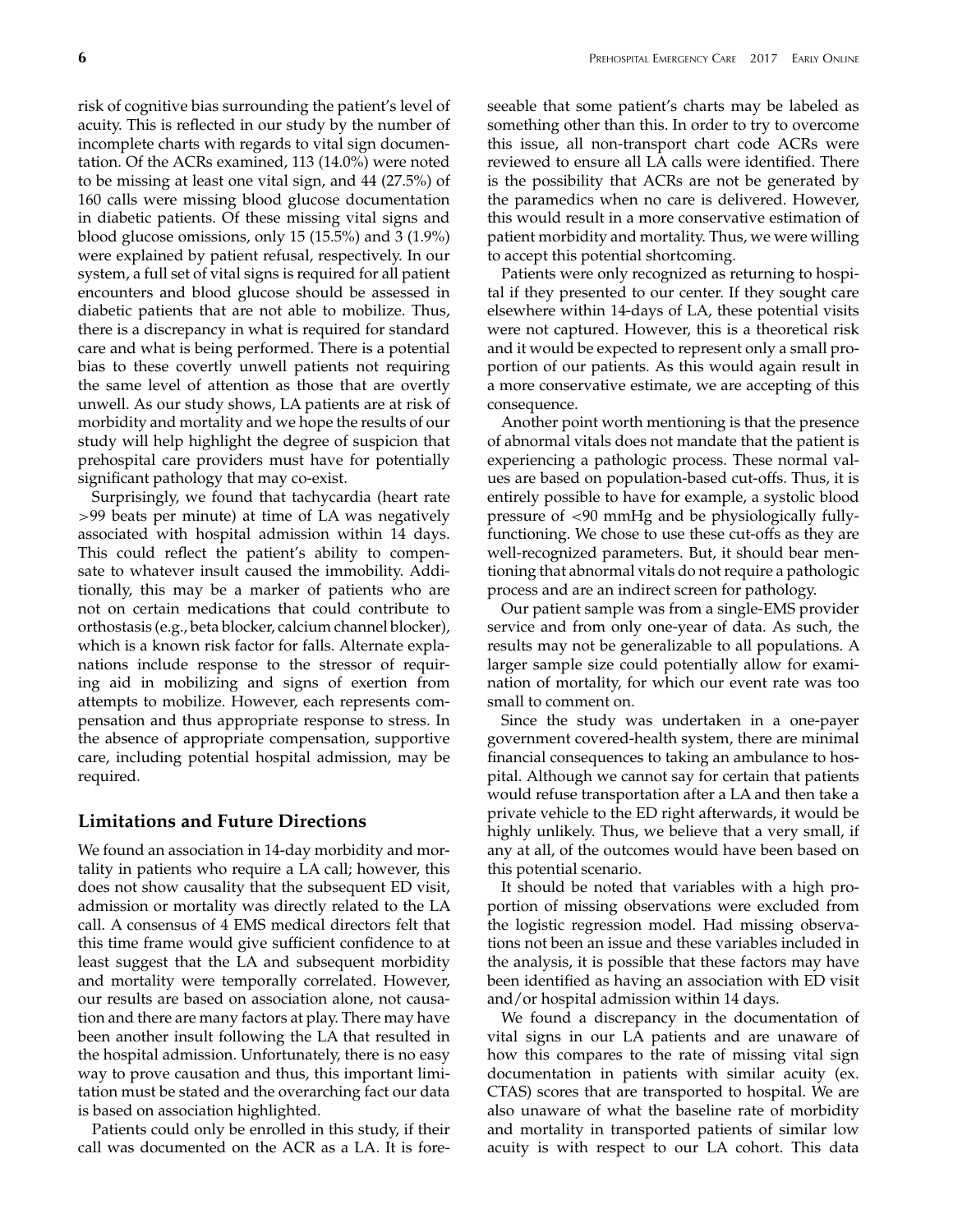risk of cognitive bias surrounding the patient's level of acuity. This is reflected in our study by the number of incomplete charts with regards to vital sign documentation. Of the ACRs examined, 113 (14.0%) were noted to be missing at least one vital sign, and 44 (27.5%) of 160 calls were missing blood glucose documentation in diabetic patients. Of these missing vital signs and blood glucose omissions, only 15 (15.5%) and 3 (1.9%) were explained by patient refusal, respectively. In our system, a full set of vital signs is required for all patient encounters and blood glucose should be assessed in diabetic patients that are not able to mobilize. Thus, there is a discrepancy in what is required for standard care and what is being performed. There is a potential bias to these covertly unwell patients not requiring the same level of attention as those that are overtly unwell. As our study shows, LA patients are at risk of morbidity and mortality and we hope the results of our study will help highlight the degree of suspicion that prehospital care providers must have for potentially significant pathology that may co-exist.

Surprisingly, we found that tachycardia (heart rate >99 beats per minute) at time of LA was negatively associated with hospital admission within 14 days. This could reflect the patient's ability to compensate to whatever insult caused the immobility. Additionally, this may be a marker of patients who are not on certain medications that could contribute to orthostasis (e.g., beta blocker, calcium channel blocker), which is a known risk factor for falls. Alternate explanations include response to the stressor of requiring aid in mobilizing and signs of exertion from attempts to mobilize. However, each represents compensation and thus appropriate response to stress. In the absence of appropriate compensation, supportive care, including potential hospital admission, may be required.

## Limitations and Future Directions

We found an association in 14-day morbidity and mortality in patients who require a LA call; however, this does not show causality that the subsequent ED visit, admission or mortality was directly related to the LA call. A consensus of 4 EMS medical directors felt that this time frame would give sufficient confidence to at least suggest that the LA and subsequent morbidity and mortality were temporally correlated. However, our results are based on association alone, not causation and there are many factors at play. There may have been another insult following the LA that resulted in the hospital admission. Unfortunately, there is no easy way to prove causation and thus, this important limitation must be stated and the overarching fact our data is based on association highlighted.

Patients could only be enrolled in this study, if their call was documented on the ACR as a LA. It is foreseeable that some patient's charts may be labeled as something other than this. In order to try to overcome this issue, all non-transport chart code ACRs were reviewed to ensure all LA calls were identified. There is the possibility that ACRs are not be generated by the paramedics when no care is delivered. However, this would result in a more conservative estimation of patient morbidity and mortality. Thus, we were willing to accept this potential shortcoming.

Patients were only recognized as returning to hospital if they presented to our center. If they sought care elsewhere within 14-days of LA, these potential visits were not captured. However, this is a theoretical risk and it would be expected to represent only a small proportion of our patients. As this would again result in a more conservative estimate, we are accepting of this consequence.

Another point worth mentioning is that the presence of abnormal vitals does not mandate that the patient is experiencing a pathologic process. These normal values are based on population-based cut-offs. Thus, it is entirely possible to have for example, a systolic blood pressure of <90 mmHg and be physiologically fully-functioning. We chose to use these cut-offs as they are well-recognized parameters. But, it should bear mentioning that abnormal vitals do not require a pathologic process and are an indirect screen for pathology.

Our patient sample was from a single-EMS provider service and from only one-year of data. As such, the results may not be generalizable to all populations. A larger sample size could potentially allow for examination of mortality, for which our event rate was too small to comment on.

Since the study was undertaken in a one-payer government covered-health system, there are minimal financial consequences to taking an ambulance to hospital. Although we cannot say for certain that patients would refuse transportation after a LA and then take a private vehicle to the ED right afterwards, it would be highly unlikely. Thus, we believe that a very small, if any at all, of the outcomes would have been based on this potential scenario.

It should be noted that variables with a high proportion of missing observations were excluded from the logistic regression model. Had missing observations not been an issue and these variables included in the analysis, it is possible that these factors may have been identified as having an association with ED visit and/or hospital admission within 14 days.

We found a discrepancy in the documentation of vital signs in our LA patients and are unaware of how this compares to the rate of missing vital sign documentation in patients with similar acuity (ex. CTAS) scores that are transported to hospital. We are also unaware of what the baseline rate of morbidity and mortality in transported patients of similar low acuity is with respect to our LA cohort. This data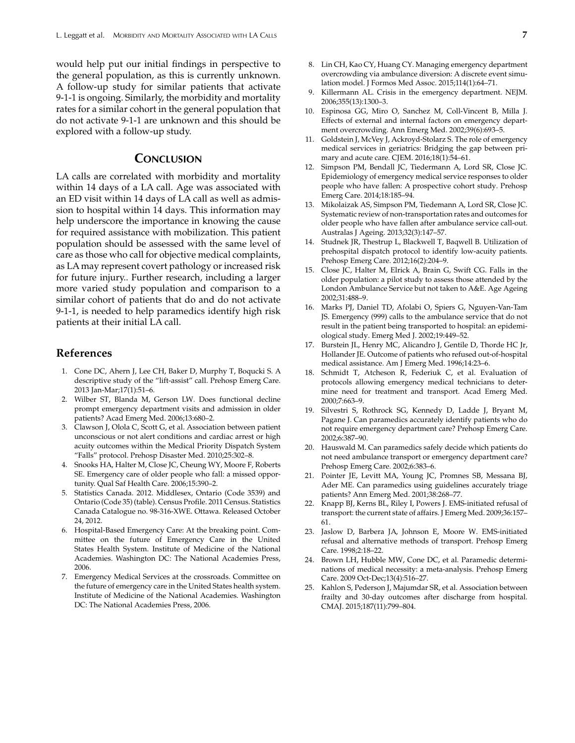would help put our initial findings in perspective to the general population, as this is currently unknown. A follow-up study for similar patients that activate 9-1-1 is ongoing. Similarly, the morbidity and mortality rates for a similar cohort in the general population that do not activate 9-1-1 are unknown and this should be explored with a follow-up study.

## Conclusion

LA calls are correlated with morbidity and mortality within 14 days of a LA call. Age was associated with an ED visit within 14 days of LA call as well as admission to hospital within 14 days. This information may help underscore the importance in knowing the cause for required assistance with mobilization. This patient population should be assessed with the same level of care as those who call for objective medical complaints, as LA may represent covert pathology or increased risk for future injury.. Further research, including a larger more varied study population and comparison to a similar cohort of patients that do and do not activate 9-1-1, is needed to help paramedics identify high risk patients at their initial LA call.

## References

1. Cone DC, Ahern J, Lee CH, Baker D, Murphy T, Boqucki S. A descriptive study of the "lift-assist" call. Prehosp Emerg Care. 2013 Jan-Mar;17(1):51–6.
2. Wilber ST, Blanda M, Gerson LW. Does functional decline prompt emergency department visits and admission in older patients? Acad Emerg Med. 2006;13:680–2.
3. Clawson J, Olola C, Scott G, et al. Association between patient unconscious or not alert conditions and cardiac arrest or high acuity outcomes within the Medical Priority Dispatch System "Falls" protocol. Prehosp Disaster Med. 2010;25:302–8.
4. Snooks HA, Halter M, Close JC, Cheung WY, Moore F, Roberts SE. Emergency care of older people who fall: a missed opportunity. Qual Saf Health Care. 2006;15:390–2.
5. Statistics Canada. 2012. Middlesex, Ontario (Code 3539) and Ontario (Code 35) (table). Census Profile. 2011 Census. Statistics Canada Catalogue no. 98-316-XWE. Ottawa. Released October 24, 2012.
6. Hospital-Based Emergency Care: At the breaking point. Committee on the future of Emergency Care in the United States Health System. Institute of Medicine of the National Academies. Washington DC: The National Academies Press, 2006.
7. Emergency Medical Services at the crossroads. Committee on the future of emergency care in the United States health system. Institute of Medicine of the National Academies. Washington DC: The National Academies Press, 2006.
8. Lin CH, Kao CY, Huang CY. Managing emergency department overcrowding via ambulance diversion: A discrete event simulation model. J Formos Med Assoc. 2015;114(1):64–71.
9. Killermann AL. Crisis in the emergency department. NEJM. 2006;355(13):1300–3.
10. Espinosa GG, Miro O, Sanchez M, Coll-Vincent B, Milla J. Effects of external and internal factors on emergency department overcrowding. Ann Emerg Med. 2002;39(6):693–5.
11. Goldstein J, McVey J, Ackroyd-Stolarz S. The role of emergency medical services in geriatrics: Bridging the gap between primary and acute care. CJEM. 2016;18(1):54–61.
12. Simpson PM, Bendall JC, Tiedermann A, Lord SR, Close JC. Epidemiology of emergency medical service responses to older people who have fallen: A prospective cohort study. Prehosp Emerg Care. 2014;18:185–94.
13. Mikolaizak AS, Simpson PM, Tiedemann A, Lord SR, Close JC. Systematic review of non-transportation rates and outcomes for older people who have fallen after ambulance service call-out. Australas J Ageing. 2013;32(3):147–57.
14. Studnek JR, Thestrup L, Blackwell T, Baqwell B. Utilization of prehospital dispatch protocol to identify low-acuity patients. Prehosp Emerg Care. 2012;16(2):204–9.
15. Close JC, Halter M, Elrick A, Brain G, Swift CG. Falls in the older population: a pilot study to assess those attended by the London Ambulance Service but not taken to A&E. Age Ageing 2002;31:488–9.
16. Marks PJ, Daniel TD, Afolabi O, Spiers G, Nguyen-Van-Tam JS. Emergency (999) calls to the ambulance service that do not result in the patient being transported to hospital: an epidemiological study. Emerg Med J. 2002;19:449–52.
17. Burstein JL, Henry MC, Alicandro J, Gentile D, Thorde HC Jr, Hollander JE. Outcome of patients who refused out-of-hospital medical assistance. Am J Emerg Med. 1996;14:23–6.
18. Schmidt T, Atcheson R, Federiuk C, et al. Evaluation of protocols allowing emergency medical technicians to determine need for treatment and transport. Acad Emerg Med. 2000;7:663–9.
19. Silvestri S, Rothrock SG, Kennedy D, Ladde J, Bryant M, Pagane J. Can paramedics accurately identify patients who do not require emergency department care? Prehosp Emerg Care. 2002;6:387–90.
20. Hauswald M. Can paramedics safely decide which patients do not need ambulance transport or emergency department care? Prehosp Emerg Care. 2002;6:383–6.
21. Pointer JE, Levitt MA, Young JC, Promnes SB, Messana BJ, Ader ME. Can paramedics using guidelines accurately triage patients? Ann Emerg Med. 2001;38:268–77.
22. Knapp BJ, Kerns BL, Riley I, Powers J. EMS-initiated refusal of transport: the current state of affairs. J Emerg Med. 2009;36:157–61.
23. Jaslow D, Barbera JA, Johnson E, Moore W. EMS-initiated refusal and alternative methods of transport. Prehosp Emerg Care. 1998;2:18–22.
24. Brown LH, Hubble MW, Cone DC, et al. Paramedic determinations of medical necessity: a meta-analysis. Prehosp Emerg Care. 2009 Oct-Dec;13(4):516–27.
25. Kahlon S, Pederson J, Majumdar SR, et al. Association between frailty and 30-day outcomes after discharge from hospital. CMAJ. 2015;187(11):799–804.